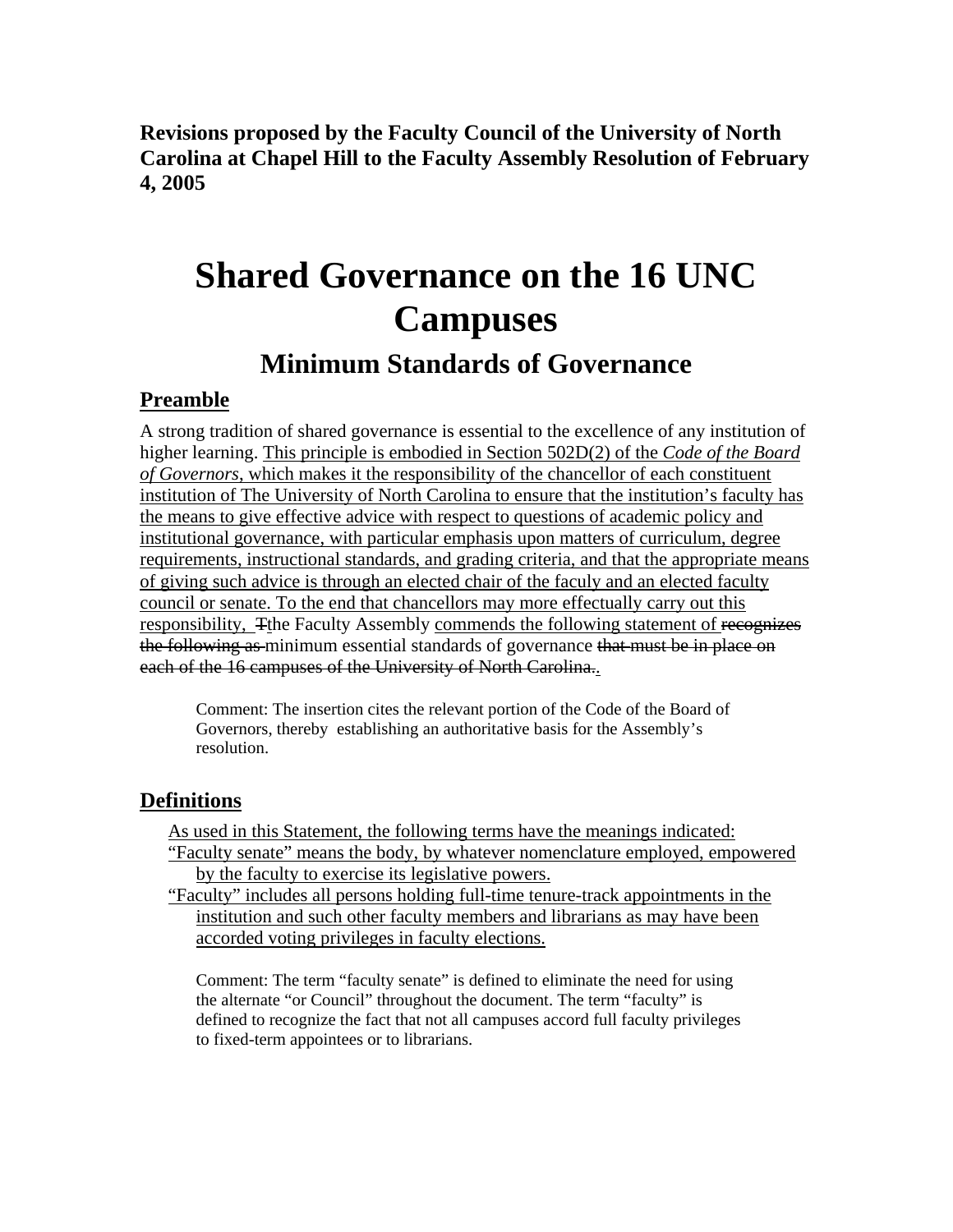**Revisions proposed by the Faculty Council of the University of North Carolina at Chapel Hill to the Faculty Assembly Resolution of February 4, 2005**

# Shared Governance on the 16 UNC Campuses

## Minimum Standards of Governance

### Preamble

A strong tradition of shared governance is essential to the excellence of any institution of higher learning. <u>This principle is embodied in Section 502D(2) of the *Code of the Board of Governors*, which makes it the responsibility of the chancellor of each constituent institution of The University of North Carolina to ensure that the institution's faculty has the means to give effective advice with respect to questions of academic policy and institutional governance, with particular emphasis upon matters of curriculum, degree requirements, instructional standards, and grading criteria, and that the appropriate means of giving such advice is through an elected chair of the faculy and an elected faculty council or senate. To the end that chancellors may more effectually carry out this responsibility,</u> ~~T~~<u>t</u>he Faculty Assembly <u>commends the following statement of</u> ~~recognizes the following as~~ minimum essential standards of governance ~~that must be in place on each of the 16 campuses of the University of North Carolina.~~<u>.</u>

> Comment: The insertion cites the relevant portion of the Code of the Board of Governors, thereby establishing an authoritative basis for the Assembly's resolution.

### Definitions

<u>As used in this Statement, the following terms have the meanings indicated:</u>

<u>"Faculty senate" means the body, by whatever nomenclature employed, empowered by the faculty to exercise its legislative powers.</u>

<u>"Faculty" includes all persons holding full-time tenure-track appointments in the institution and such other faculty members and librarians as may have been accorded voting privileges in faculty elections.</u>

> Comment: The term "faculty senate" is defined to eliminate the need for using the alternate "or Council" throughout the document. The term "faculty" is defined to recognize the fact that not all campuses accord full faculty privileges to fixed-term appointees or to librarians.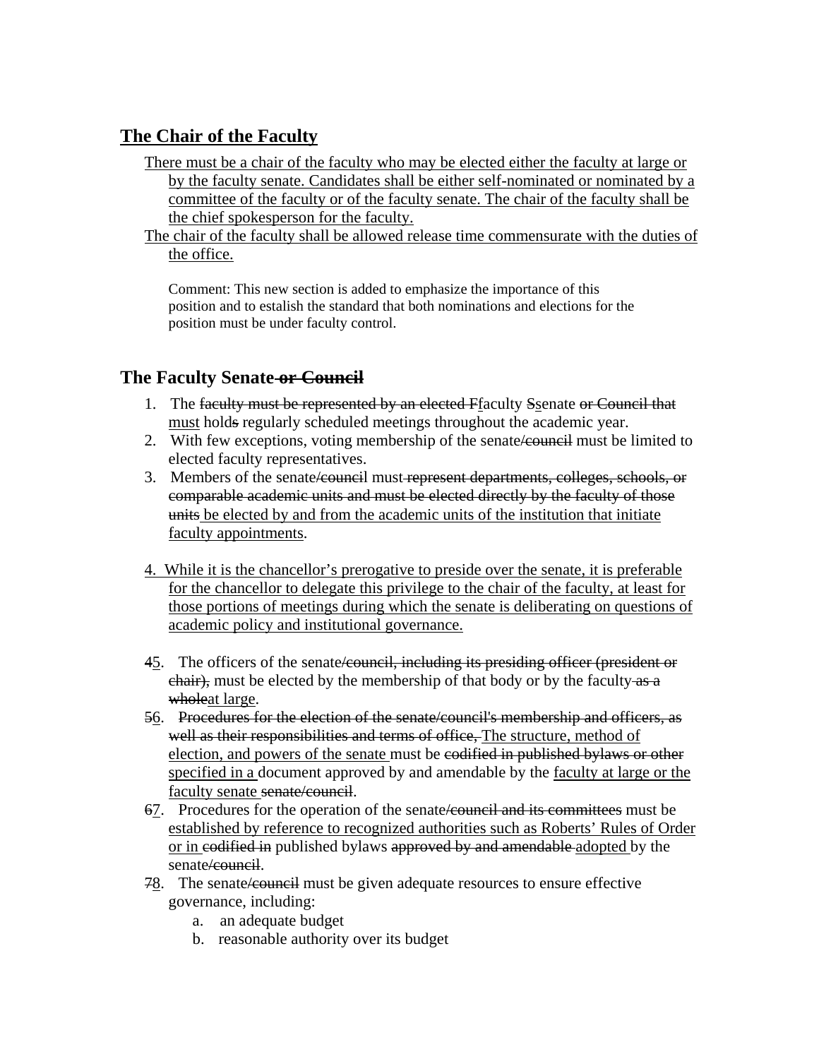## <u>The Chair of the Faculty</u>

<u>There must be a chair of the faculty who may be elected either the faculty at large or by the faculty senate. Candidates shall be either self-nominated or nominated by a committee of the faculty or of the faculty senate. The chair of the faculty shall be the chief spokesperson for the faculty.</u>

<u>The chair of the faculty shall be allowed release time commensurate with the duties of the office.</u>

Comment: This new section is added to emphasize the importance of this position and to estalish the standard that both nominations and elections for the position must be under faculty control.

## The Faculty Senate ~~or Council~~

1. The ~~faculty must be represented by an elected F~~<u>f</u>aculty ~~S~~<u>s</u>enate ~~or Council that~~ <u>must</u> hold~~s~~ regularly scheduled meetings throughout the academic year.
2. With few exceptions, voting membership of the senate~~/council~~ must be limited to elected faculty representatives.
3. Members of the senate~~/council~~ must ~~represent departments, colleges, schools, or comparable academic units and must be elected directly by the faculty of those units~~ <u>be elected by and from the academic units of the institution that initiate faculty appointments</u>.

<u>4. While it is the chancellor's prerogative to preside over the senate, it is preferable for the chancellor to delegate this privilege to the chair of the faculty, at least for those portions of meetings during which the senate is deliberating on questions of academic policy and institutional governance.</u>

~~4~~<u>5</u>. The officers of the senate~~/council, including its presiding officer (president or chair),~~ must be elected by the membership of that body or by the faculty ~~as a whole~~<u>at large</u>.

~~5~~<u>6</u>. ~~Procedures for the election of the senate/council's membership and officers, as well as their responsibilities and terms of office,~~ <u>The structure, method of election, and powers of the senate</u> must be ~~codified in published bylaws or other~~ <u>specified in a</u> document approved by and amendable by the <u>faculty at large or the faculty senate</u> ~~senate/council~~.

~~6~~<u>7</u>. Procedures for the operation of the senate~~/council and its committees~~ must be <u>established by reference to recognized authorities such as Roberts' Rules of Order or in</u> ~~codified in~~ published bylaws ~~approved by and amendable~~ <u>adopted</u> by the senate~~/council~~.

~~7~~<u>8</u>. The senate~~/council~~ must be given adequate resources to ensure effective governance, including:

   a. an adequate budget
   b. reasonable authority over its budget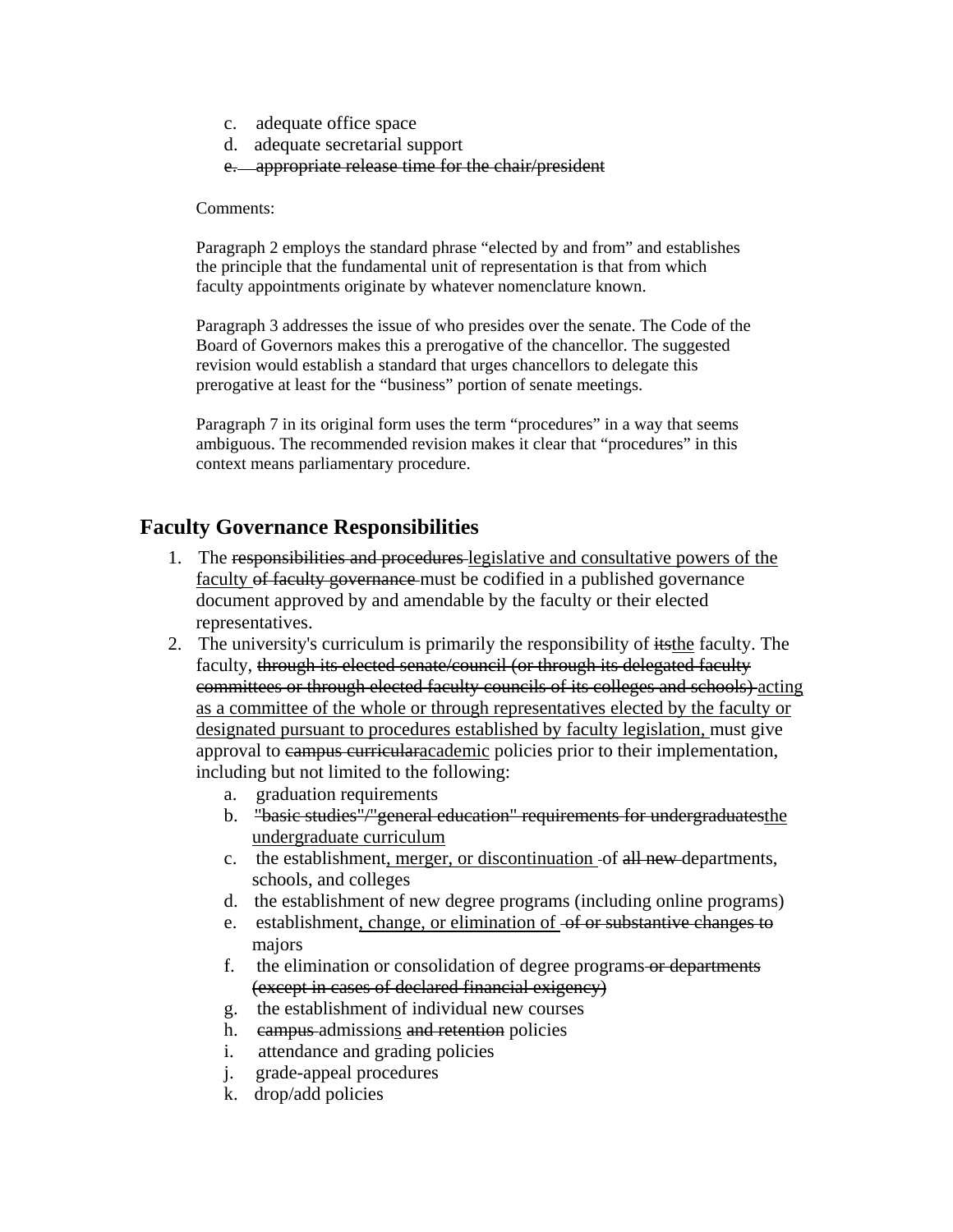c. adequate office space
d. adequate secretarial support
~~e. appropriate release time for the chair/president~~

Comments:

Paragraph 2 employs the standard phrase "elected by and from" and establishes the principle that the fundamental unit of representation is that from which faculty appointments originate by whatever nomenclature known.

Paragraph 3 addresses the issue of who presides over the senate. The Code of the Board of Governors makes this a prerogative of the chancellor. The suggested revision would establish a standard that urges chancellors to delegate this prerogative at least for the "business" portion of senate meetings.

Paragraph 7 in its original form uses the term "procedures" in a way that seems ambiguous. The recommended revision makes it clear that "procedures" in this context means parliamentary procedure.

## Faculty Governance Responsibilities

1. The ~~responsibilities and procedures~~ <u>legislative and consultative powers of the faculty</u> ~~of faculty governance~~ must be codified in a published governance document approved by and amendable by the faculty or their elected representatives.
2. The university's curriculum is primarily the responsibility of ~~its~~<u>the</u> faculty. The faculty, ~~through its elected senate/council (or through its delegated faculty committees or through elected faculty councils of its colleges and schools)~~ <u>acting as a committee of the whole or through representatives elected by the faculty or designated pursuant to procedures established by faculty legislation,</u> must give approval to ~~campus curricular~~<u>academic</u> policies prior to their implementation, including but not limited to the following:
    a. graduation requirements
    b. ~~"basic studies"/"general education" requirements for undergraduates~~<u>the undergraduate curriculum</u>
    c. the establishment<u>, merger, or discontinuation</u> of ~~all new~~ departments, schools, and colleges
    d. the establishment of new degree programs (including online programs)
    e. establishment<u>, change, or elimination of</u> ~~of or substantive changes to~~ majors
    f. the elimination or consolidation of degree programs ~~or departments (except in cases of declared financial exigency)~~
    g. the establishment of individual new courses
    h. ~~campus~~ admission<u>s</u> ~~and retention~~ policies
    i. attendance and grading policies
    j. grade-appeal procedures
    k. drop/add policies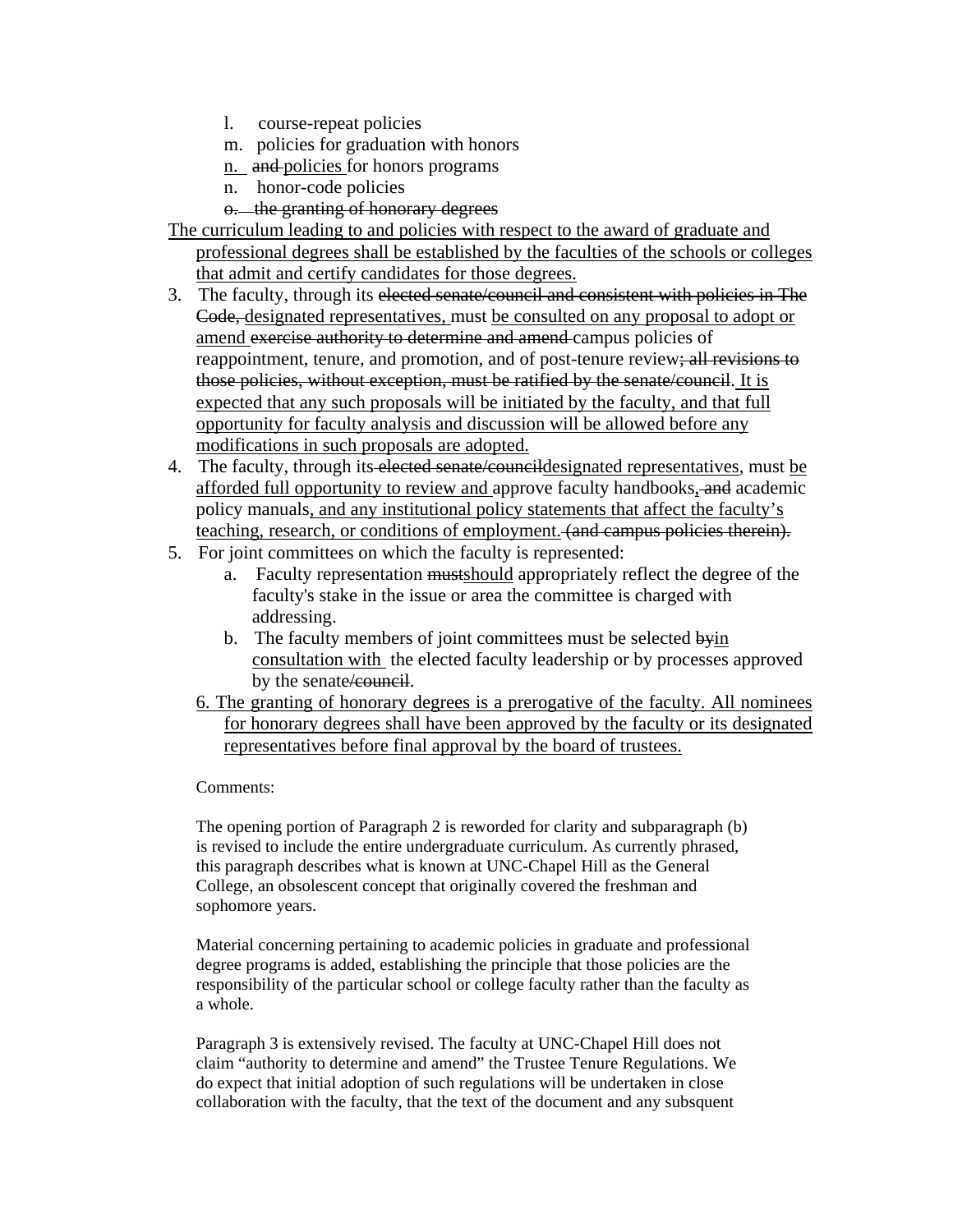l. course-repeat policies

m. policies for graduation with honors

<u>n.</u> ~~and~~ <u>policies</u> for honors programs

n. honor-code policies

~~o. the granting of honorary degrees~~

<u>The curriculum leading to and policies with respect to the award of graduate and professional degrees shall be established by the faculties of the schools or colleges that admit and certify candidates for those degrees.</u>

3. The faculty, through its ~~elected senate/council and consistent with policies in The Code,~~ <u>designated representatives,</u> must <u>be consulted on any proposal to adopt or amend</u> ~~exercise authority to determine and amend~~ campus policies of reappointment, tenure, and promotion, and of post-tenure review~~; all revisions to those policies, without exception, must be ratified by the senate/council~~. <u>It is expected that any such proposals will be initiated by the faculty, and that full opportunity for faculty analysis and discussion will be allowed before any modifications in such proposals are adopted.</u>

4. The faculty, through its ~~elected senate/council~~<u>designated representatives</u>, must <u>be afforded full opportunity to review and</u> approve faculty handbooks~~, and~~ academic policy manuals<u>, and any institutional policy statements that affect the faculty's teaching, research, or conditions of employment.</u> ~~(and campus policies therein).~~

5. For joint committees on which the faculty is represented:
   a. Faculty representation ~~must~~<u>should</u> appropriately reflect the degree of the faculty's stake in the issue or area the committee is charged with addressing.
   b. The faculty members of joint committees must be selected ~~by~~<u>in consultation with</u> the elected faculty leadership or by processes approved by the senate~~/council~~.

<u>6. The granting of honorary degrees is a prerogative of the faculty. All nominees for honorary degrees shall have been approved by the faculty or its designated representatives before final approval by the board of trustees.</u>

Comments:

The opening portion of Paragraph 2 is reworded for clarity and subparagraph (b) is revised to include the entire undergraduate curriculum. As currently phrased, this paragraph describes what is known at UNC-Chapel Hill as the General College, an obsolescent concept that originally covered the freshman and sophomore years.

Material concerning pertaining to academic policies in graduate and professional degree programs is added, establishing the principle that those policies are the responsibility of the particular school or college faculty rather than the faculty as a whole.

Paragraph 3 is extensively revised. The faculty at UNC-Chapel Hill does not claim "authority to determine and amend" the Trustee Tenure Regulations. We do expect that initial adoption of such regulations will be undertaken in close collaboration with the faculty, that the text of the document and any subsquent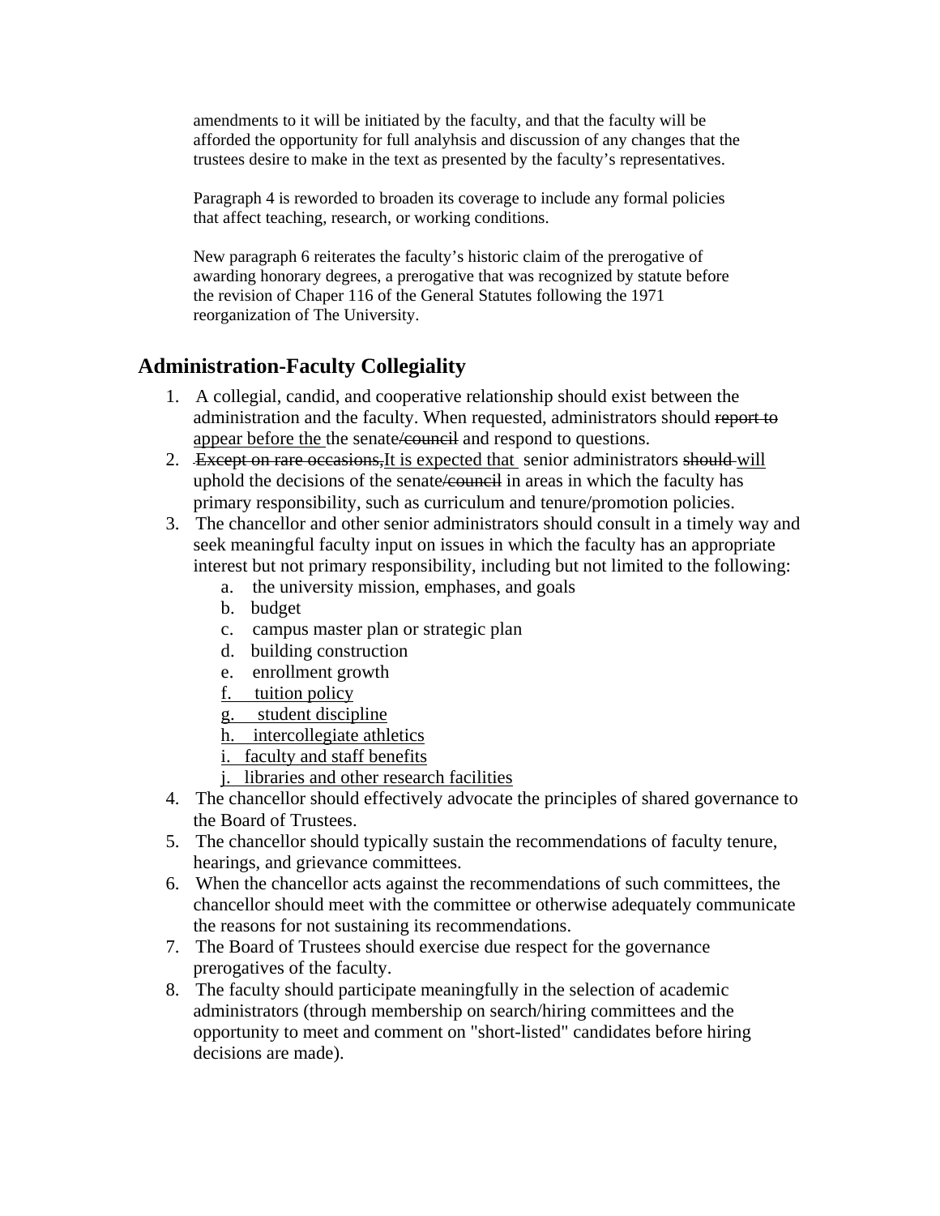amendments to it will be initiated by the faculty, and that the faculty will be afforded the opportunity for full analyhsis and discussion of any changes that the trustees desire to make in the text as presented by the faculty's representatives.

Paragraph 4 is reworded to broaden its coverage to include any formal policies that affect teaching, research, or working conditions.

New paragraph 6 reiterates the faculty's historic claim of the prerogative of awarding honorary degrees, a prerogative that was recognized by statute before the revision of Chaper 116 of the General Statutes following the 1971 reorganization of The University.

## Administration-Faculty Collegiality

1. A collegial, candid, and cooperative relationship should exist between the administration and the faculty. When requested, administrators should ~~report to~~ <u>appear before the</u> the senate~~/council~~ and respond to questions.
2. ~~Except on rare occasions,~~<u>It is expected that</u> senior administrators ~~should~~ <u>will</u> uphold the decisions of the senate~~/council~~ in areas in which the faculty has primary responsibility, such as curriculum and tenure/promotion policies.
3. The chancellor and other senior administrators should consult in a timely way and seek meaningful faculty input on issues in which the faculty has an appropriate interest but not primary responsibility, including but not limited to the following:
   a. the university mission, emphases, and goals
   b. budget
   c. campus master plan or strategic plan
   d. building construction
   e. enrollment growth
   <u>f. tuition policy</u>
   <u>g. student discipline</u>
   <u>h. intercollegiate athletics</u>
   <u>i. faculty and staff benefits</u>
   <u>j. libraries and other research facilities</u>
4. The chancellor should effectively advocate the principles of shared governance to the Board of Trustees.
5. The chancellor should typically sustain the recommendations of faculty tenure, hearings, and grievance committees.
6. When the chancellor acts against the recommendations of such committees, the chancellor should meet with the committee or otherwise adequately communicate the reasons for not sustaining its recommendations.
7. The Board of Trustees should exercise due respect for the governance prerogatives of the faculty.
8. The faculty should participate meaningfully in the selection of academic administrators (through membership on search/hiring committees and the opportunity to meet and comment on "short-listed" candidates before hiring decisions are made).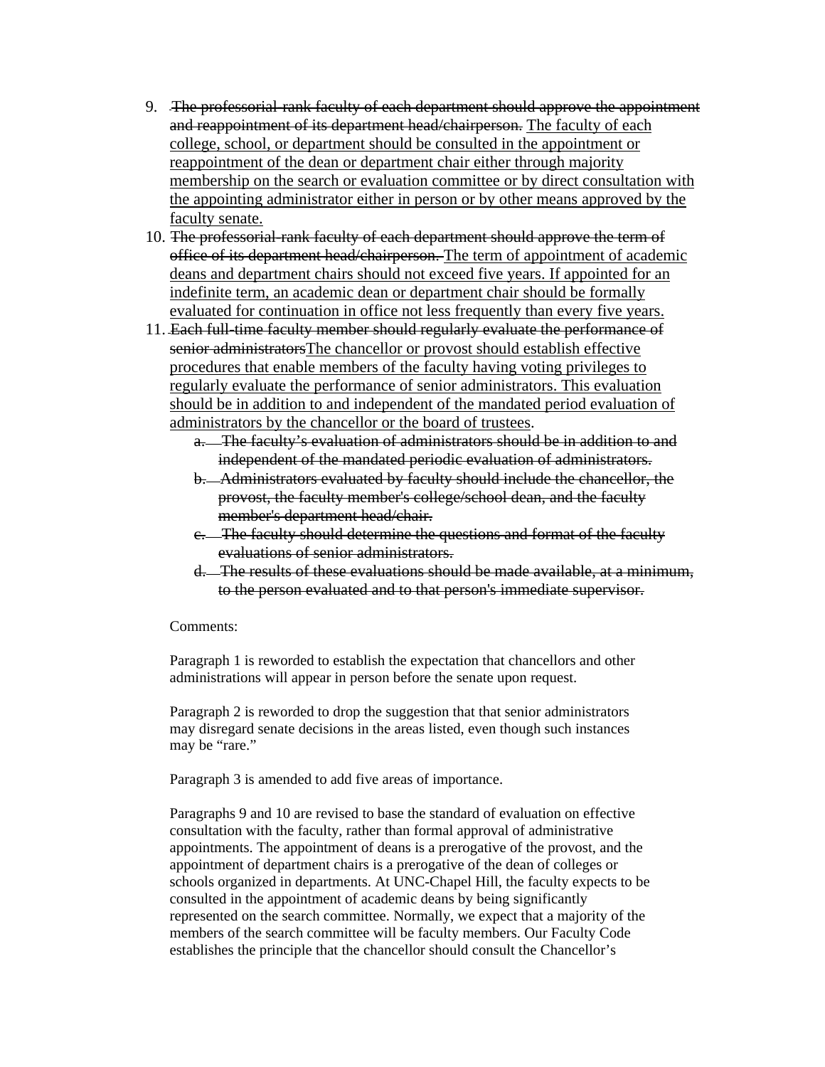9. ~~The professorial-rank faculty of each department should approve the appointment and reappointment of its department head/chairperson.~~ <u>The faculty of each college, school, or department should be consulted in the appointment or reappointment of the dean or department chair either through majority membership on the search or evaluation committee or by direct consultation with the appointing administrator either in person or by other means approved by the faculty senate.</u>
10. ~~The professorial-rank faculty of each department should approve the term of office of its department head/chairperson.~~ <u>The term of appointment of academic deans and department chairs should not exceed five years. If appointed for an indefinite term, an academic dean or department chair should be formally evaluated for continuation in office not less frequently than every five years.</u>
11. ~~Each full-time faculty member should regularly evaluate the performance of senior administrators~~<u>The chancellor or provost should establish effective procedures that enable members of the faculty having voting privileges to regularly evaluate the performance of senior administrators. This evaluation should be in addition to and independent of the mandated period evaluation of administrators by the chancellor or the board of trustees</u>.
    a. ~~The faculty's evaluation of administrators should be in addition to and independent of the mandated periodic evaluation of administrators.~~
    b. ~~Administrators evaluated by faculty should include the chancellor, the provost, the faculty member's college/school dean, and the faculty member's department head/chair.~~
    c. ~~The faculty should determine the questions and format of the faculty evaluations of senior administrators.~~
    d. ~~The results of these evaluations should be made available, at a minimum, to the person evaluated and to that person's immediate supervisor.~~

Comments:

Paragraph 1 is reworded to establish the expectation that chancellors and other administrations will appear in person before the senate upon request.

Paragraph 2 is reworded to drop the suggestion that that senior administrators may disregard senate decisions in the areas listed, even though such instances may be "rare."

Paragraph 3 is amended to add five areas of importance.

Paragraphs 9 and 10 are revised to base the standard of evaluation on effective consultation with the faculty, rather than formal approval of administrative appointments. The appointment of deans is a prerogative of the provost, and the appointment of department chairs is a prerogative of the dean of colleges or schools organized in departments. At UNC-Chapel Hill, the faculty expects to be consulted in the appointment of academic deans by being significantly represented on the search committee. Normally, we expect that a majority of the members of the search committee will be faculty members. Our Faculty Code establishes the principle that the chancellor should consult the Chancellor's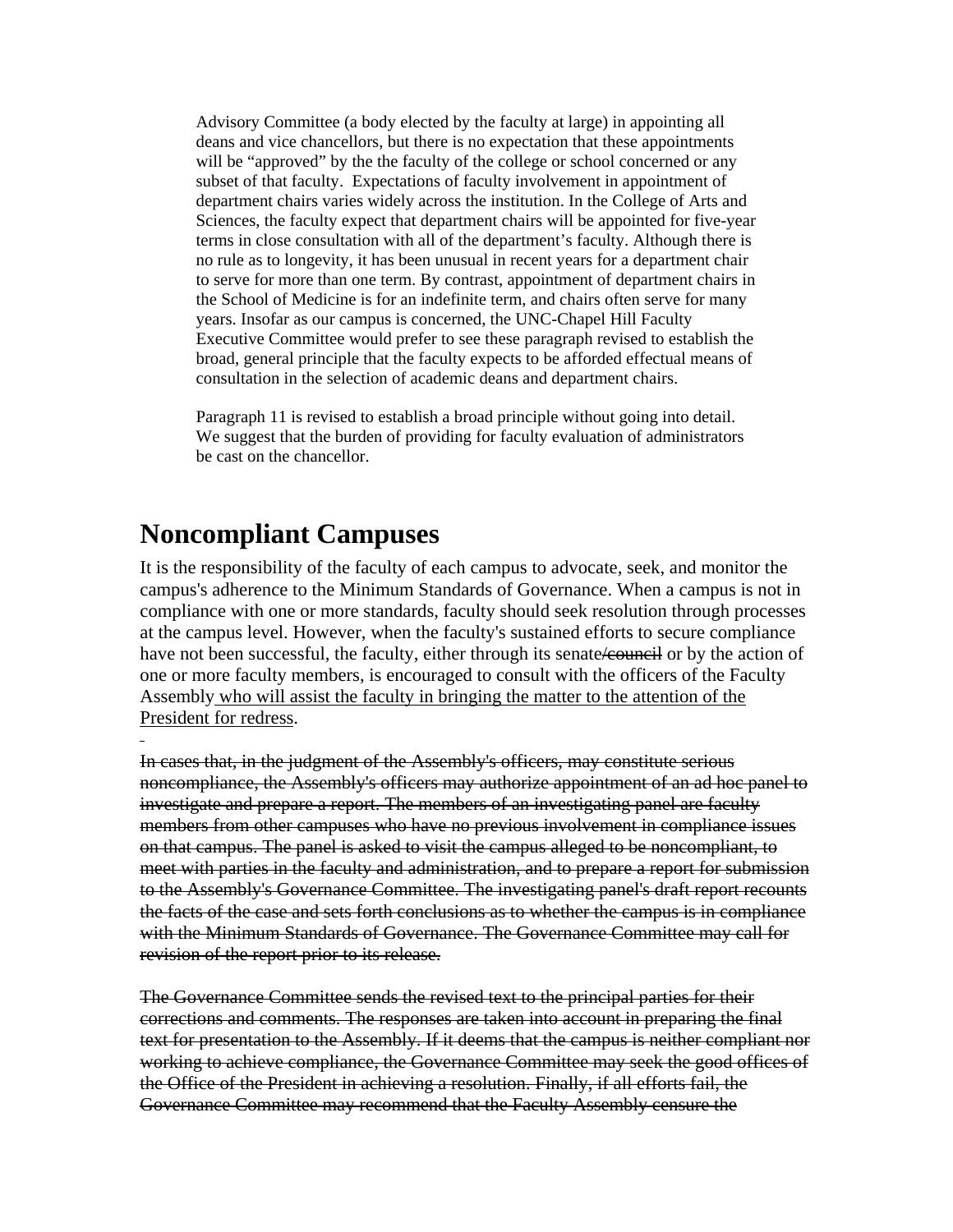Advisory Committee (a body elected by the faculty at large) in appointing all deans and vice chancellors, but there is no expectation that these appointments will be "approved" by the the faculty of the college or school concerned or any subset of that faculty. Expectations of faculty involvement in appointment of department chairs varies widely across the institution. In the College of Arts and Sciences, the faculty expect that department chairs will be appointed for five-year terms in close consultation with all of the department's faculty. Although there is no rule as to longevity, it has been unusual in recent years for a department chair to serve for more than one term. By contrast, appointment of department chairs in the School of Medicine is for an indefinite term, and chairs often serve for many years. Insofar as our campus is concerned, the UNC-Chapel Hill Faculty Executive Committee would prefer to see these paragraph revised to establish the broad, general principle that the faculty expects to be afforded effectual means of consultation in the selection of academic deans and department chairs.

Paragraph 11 is revised to establish a broad principle without going into detail. We suggest that the burden of providing for faculty evaluation of administrators be cast on the chancellor.

# Noncompliant Campuses

It is the responsibility of the faculty of each campus to advocate, seek, and monitor the campus's adherence to the Minimum Standards of Governance. When a campus is not in compliance with one or more standards, faculty should seek resolution through processes at the campus level. However, when the faculty's sustained efforts to secure compliance have not been successful, the faculty, either through its senate~~/council~~ or by the action of one or more faculty members, is encouraged to consult with the officers of the Faculty Assembly who will assist the faculty in bringing the matter to the attention of the President for redress.

~~In cases that, in the judgment of the Assembly's officers, may constitute serious noncompliance, the Assembly's officers may authorize appointment of an ad hoc panel to investigate and prepare a report. The members of an investigating panel are faculty members from other campuses who have no previous involvement in compliance issues on that campus. The panel is asked to visit the campus alleged to be noncompliant, to meet with parties in the faculty and administration, and to prepare a report for submission to the Assembly's Governance Committee. The investigating panel's draft report recounts the facts of the case and sets forth conclusions as to whether the campus is in compliance with the Minimum Standards of Governance. The Governance Committee may call for revision of the report prior to its release.~~

~~The Governance Committee sends the revised text to the principal parties for their corrections and comments. The responses are taken into account in preparing the final text for presentation to the Assembly. If it deems that the campus is neither compliant nor working to achieve compliance, the Governance Committee may seek the good offices of the Office of the President in achieving a resolution. Finally, if all efforts fail, the Governance Committee may recommend that the Faculty Assembly censure the~~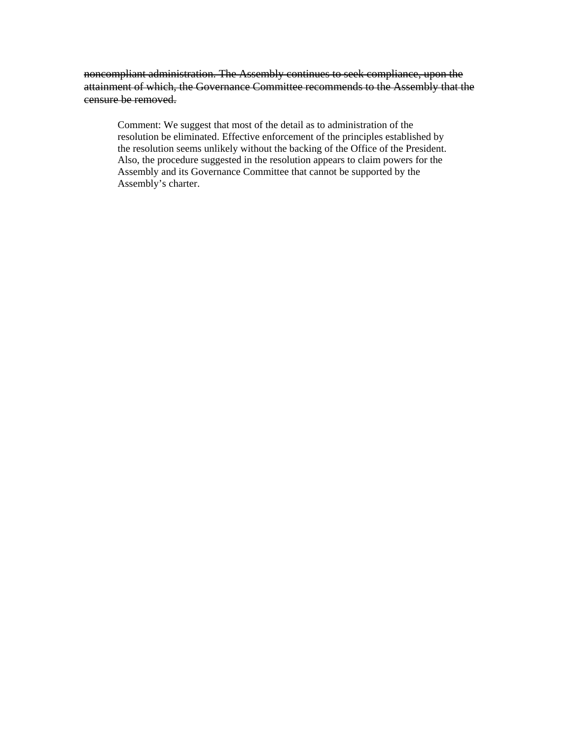~~noncompliant administration. The Assembly continues to seek compliance, upon the attainment of which, the Governance Committee recommends to the Assembly that the censure be removed.~~

> Comment: We suggest that most of the detail as to administration of the resolution be eliminated. Effective enforcement of the principles established by the resolution seems unlikely without the backing of the Office of the President. Also, the procedure suggested in the resolution appears to claim powers for the Assembly and its Governance Committee that cannot be supported by the Assembly's charter.